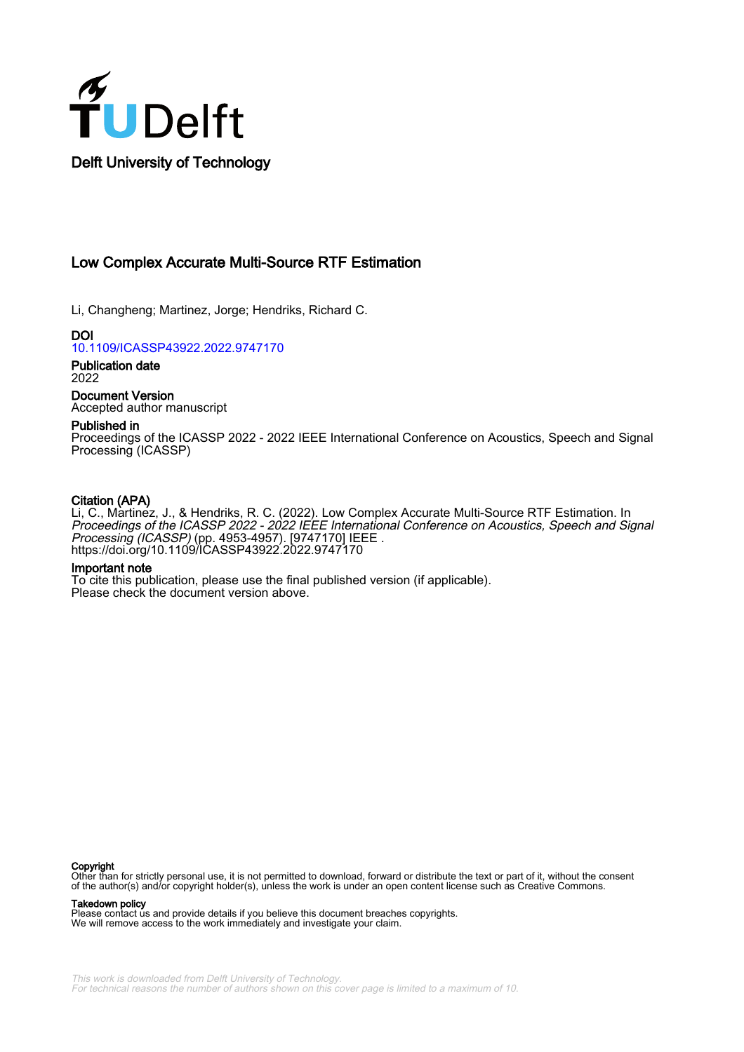Delft University of Technology

# Low Complex Accurate Multi-Source RTF Estimation

Li, Changheng; Martinez, Jorge; Hendriks, Richard C.

**DOI**
10.1109/ICASSP43922.2022.9747170

**Publication date**
2022

**Document Version**
Accepted author manuscript

**Published in**
Proceedings of the ICASSP 2022 - 2022 IEEE International Conference on Acoustics, Speech and Signal Processing (ICASSP)

**Citation (APA)**
Li, C., Martinez, J., & Hendriks, R. C. (2022). Low Complex Accurate Multi-Source RTF Estimation. In *Proceedings of the ICASSP 2022 - 2022 IEEE International Conference on Acoustics, Speech and Signal Processing (ICASSP)* (pp. 4953-4957). [9747170] IEEE . https://doi.org/10.1109/ICASSP43922.2022.9747170

**Important note**
To cite this publication, please use the final published version (if applicable).
Please check the document version above.

**Copyright**
Other than for strictly personal use, it is not permitted to download, forward or distribute the text or part of it, without the consent of the author(s) and/or copyright holder(s), unless the work is under an open content license such as Creative Commons.

**Takedown policy**
Please contact us and provide details if you believe this document breaches copyrights.
We will remove access to the work immediately and investigate your claim.

This work is downloaded from Delft University of Technology.
For technical reasons the number of authors shown on this cover page is limited to a maximum of 10.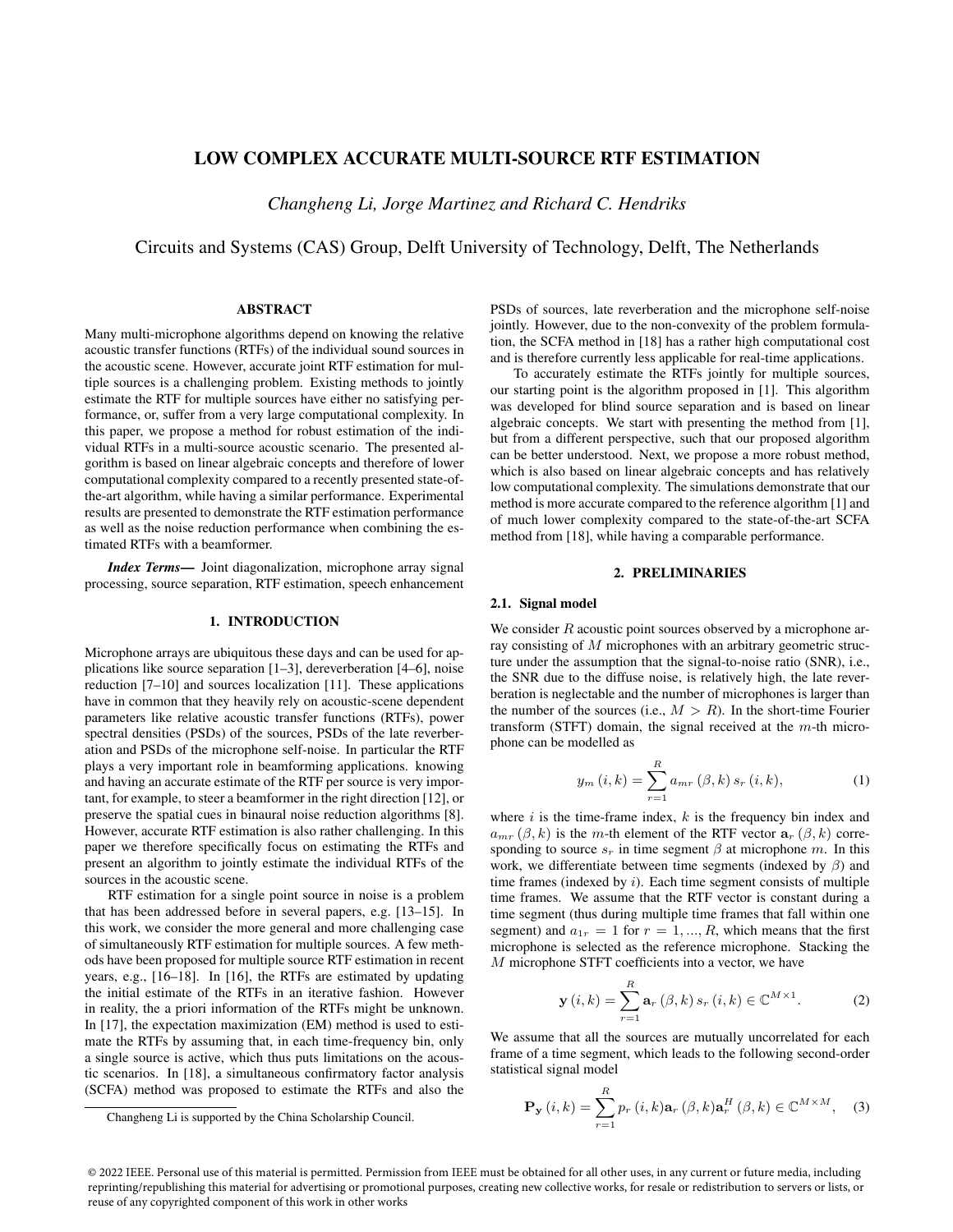# LOW COMPLEX ACCURATE MULTI-SOURCE RTF ESTIMATION

*Changheng Li, Jorge Martinez and Richard C. Hendriks*

Circuits and Systems (CAS) Group, Delft University of Technology, Delft, The Netherlands

## ABSTRACT

Many multi-microphone algorithms depend on knowing the relative acoustic transfer functions (RTFs) of the individual sound sources in the acoustic scene. However, accurate joint RTF estimation for multiple sources is a challenging problem. Existing methods to jointly estimate the RTF for multiple sources have either no satisfying performance, or, suffer from a very large computational complexity. In this paper, we propose a method for robust estimation of the individual RTFs in a multi-source acoustic scenario. The presented algorithm is based on linear algebraic concepts and therefore of lower computational complexity compared to a recently presented state-of-the-art algorithm, while having a similar performance. Experimental results are presented to demonstrate the RTF estimation performance as well as the noise reduction performance when combining the estimated RTFs with a beamformer.

***Index Terms***— Joint diagonalization, microphone array signal processing, source separation, RTF estimation, speech enhancement

## 1. INTRODUCTION

Microphone arrays are ubiquitous these days and can be used for applications like source separation [1–3], dereverberation [4–6], noise reduction [7–10] and sources localization [11]. These applications have in common that they heavily rely on acoustic-scene dependent parameters like relative acoustic transfer functions (RTFs), power spectral densities (PSDs) of the sources, PSDs of the late reverberation and PSDs of the microphone self-noise. In particular the RTF plays a very important role in beamforming applications. knowing and having an accurate estimate of the RTF per source is very important, for example, to steer a beamformer in the right direction [12], or preserve the spatial cues in binaural noise reduction algorithms [8]. However, accurate RTF estimation is also rather challenging. In this paper we therefore specifically focus on estimating the RTFs and present an algorithm to jointly estimate the individual RTFs of the sources in the acoustic scene.

RTF estimation for a single point source in noise is a problem that has been addressed before in several papers, e.g. [13–15]. In this work, we consider the more general and more challenging case of simultaneously RTF estimation for multiple sources. A few methods have been proposed for multiple source RTF estimation in recent years, e.g., [16–18]. In [16], the RTFs are estimated by updating the initial estimate of the RTFs in an iterative fashion. However in reality, the a priori information of the RTFs might be unknown. In [17], the expectation maximization (EM) method is used to estimate the RTFs by assuming that, in each time-frequency bin, only a single source is active, which thus puts limitations on the acoustic scenarios. In [18], a simultaneous confirmatory factor analysis (SCFA) method was proposed to estimate the RTFs and also the PSDs of sources, late reverberation and the microphone self-noise jointly. However, due to the non-convexity of the problem formulation, the SCFA method in [18] has a rather high computational cost and is therefore currently less applicable for real-time applications.

To accurately estimate the RTFs jointly for multiple sources, our starting point is the algorithm proposed in [1]. This algorithm was developed for blind source separation and is based on linear algebraic concepts. We start with presenting the method from [1], but from a different perspective, such that our proposed algorithm can be better understood. Next, we propose a more robust method, which is also based on linear algebraic concepts and has relatively low computational complexity. The simulations demonstrate that our method is more accurate compared to the reference algorithm [1] and of much lower complexity compared to the state-of-the-art SCFA method from [18], while having a comparable performance.

## 2. PRELIMINARIES

### 2.1. Signal model

We consider $R$ acoustic point sources observed by a microphone array consisting of $M$ microphones with an arbitrary geometric structure under the assumption that the signal-to-noise ratio (SNR), i.e., the SNR due to the diffuse noise, is relatively high, the late reverberation is neglectable and the number of microphones is larger than the number of the sources (i.e., $M > R$). In the short-time Fourier transform (STFT) domain, the signal received at the $m$-th microphone can be modelled as

$$y_m(i,k) = \sum_{r=1}^{R} a_{mr}(\beta,k)\, s_r(i,k), \tag{1}$$

where $i$ is the time-frame index, $k$ is the frequency bin index and $a_{mr}(\beta,k)$ is the $m$-th element of the RTF vector $\mathbf{a}_r(\beta,k)$ corresponding to source $s_r$ in time segment $\beta$ at microphone $m$. In this work, we differentiate between time segments (indexed by $\beta$) and time frames (indexed by $i$). Each time segment consists of multiple time frames. We assume that the RTF vector is constant during a time segment (thus during multiple time frames that fall within one segment) and $a_{1r} = 1$ for $r = 1, ..., R$, which means that the first microphone is selected as the reference microphone. Stacking the $M$ microphone STFT coefficients into a vector, we have

$$\mathbf{y}(i,k) = \sum_{r=1}^{R} \mathbf{a}_r(\beta,k)\, s_r(i,k) \in \mathbb{C}^{M\times 1}. \tag{2}$$

We assume that all the sources are mutually uncorrelated for each frame of a time segment, which leads to the following second-order statistical signal model

$$\mathbf{P}_{\mathbf{y}}(i,k) = \sum_{r=1}^{R} p_r(i,k)\mathbf{a}_r(\beta,k)\mathbf{a}_r^H(\beta,k) \in \mathbb{C}^{M\times M}, \tag{3}$$

Changheng Li is supported by the China Scholarship Council.

© 2022 IEEE. Personal use of this material is permitted. Permission from IEEE must be obtained for all other uses, in any current or future media, including reprinting/republishing this material for advertising or promotional purposes, creating new collective works, for resale or redistribution to servers or lists, or reuse of any copyrighted component of this work in other works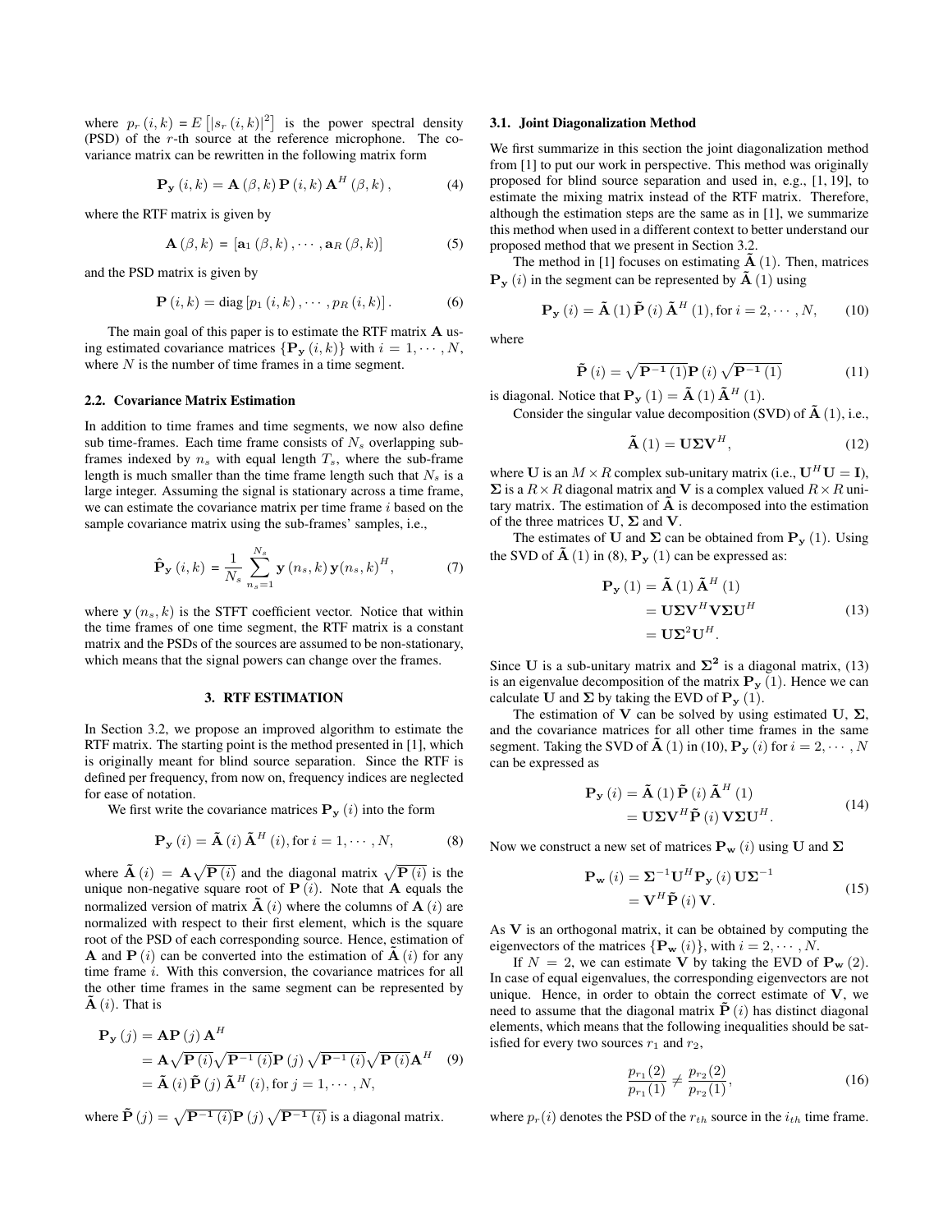where $p_r(i,k) = E\left[|s_r(i,k)|^2\right]$ is the power spectral density (PSD) of the $r$-th source at the reference microphone. The covariance matrix can be rewritten in the following matrix form

$$\mathbf{P_y}(i,k) = \mathbf{A}(\beta,k)\,\mathbf{P}(i,k)\,\mathbf{A}^H(\beta,k), \tag{4}$$

where the RTF matrix is given by

$$\mathbf{A}(\beta,k) = [\mathbf{a}_1(\beta,k), \cdots, \mathbf{a}_R(\beta,k)] \tag{5}$$

and the PSD matrix is given by

$$\mathbf{P}(i,k) = \text{diag}\left[p_1(i,k), \cdots, p_R(i,k)\right]. \tag{6}$$

The main goal of this paper is to estimate the RTF matrix $\mathbf{A}$ using estimated covariance matrices $\{\mathbf{P_y}(i,k)\}$ with $i = 1, \cdots, N$, where $N$ is the number of time frames in a time segment.

### 2.2. Covariance Matrix Estimation

In addition to time frames and time segments, we now also define sub time-frames. Each time frame consists of $N_s$ overlapping subframes indexed by $n_s$ with equal length $T_s$, where the sub-frame length is much smaller than the time frame length such that $N_s$ is a large integer. Assuming the signal is stationary across a time frame, we can estimate the covariance matrix per time frame $i$ based on the sample covariance matrix using the sub-frames' samples, i.e.,

$$\hat{\mathbf{P}}_\mathbf{y}(i,k) = \frac{1}{N_s}\sum_{n_s=1}^{N_s} \mathbf{y}(n_s,k)\,\mathbf{y}(n_s,k)^H, \tag{7}$$

where $\mathbf{y}(n_s,k)$ is the STFT coefficient vector. Notice that within the time frames of one time segment, the RTF matrix is a constant matrix and the PSDs of the sources are assumed to be non-stationary, which means that the signal powers can change over the frames.

## 3. RTF ESTIMATION

In Section 3.2, we propose an improved algorithm to estimate the RTF matrix. The starting point is the method presented in [1], which is originally meant for blind source separation. Since the RTF is defined per frequency, from now on, frequency indices are neglected for ease of notation.

We first write the covariance matrices $\mathbf{P_y}(i)$ into the form

$$\mathbf{P_y}(i) = \tilde{\mathbf{A}}(i)\,\tilde{\mathbf{A}}^H(i), \text{for } i = 1, \cdots, N, \tag{8}$$

where $\tilde{\mathbf{A}}(i) = \mathbf{A}\sqrt{\mathbf{P}(i)}$ and the diagonal matrix $\sqrt{\mathbf{P}(i)}$ is the unique non-negative square root of $\mathbf{P}(i)$. Note that $\mathbf{A}$ equals the normalized version of matrix $\tilde{\mathbf{A}}(i)$ where the columns of $\mathbf{A}(i)$ are normalized with respect to their first element, which is the square root of the PSD of each corresponding source. Hence, estimation of $\mathbf{A}$ and $\mathbf{P}(i)$ can be converted into the estimation of $\tilde{\mathbf{A}}(i)$ for any time frame $i$. With this conversion, the covariance matrices for all the other time frames in the same segment can be represented by $\tilde{\mathbf{A}}(i)$. That is

$$\begin{aligned}\mathbf{P_y}(j) &= \mathbf{A}\mathbf{P}(j)\,\mathbf{A}^H \\ &= \mathbf{A}\sqrt{\mathbf{P}(i)}\sqrt{\mathbf{P^{-1}}(i)}\mathbf{P}(j)\sqrt{\mathbf{P^{-1}}(i)}\sqrt{\mathbf{P}(i)}\mathbf{A}^H \\ &= \tilde{\mathbf{A}}(i)\,\tilde{\mathbf{P}}(j)\,\tilde{\mathbf{A}}^H(i), \text{for } j = 1, \cdots, N,\end{aligned} \tag{9}$$

where $\tilde{\mathbf{P}}(j) = \sqrt{\mathbf{P^{-1}}(i)}\mathbf{P}(j)\sqrt{\mathbf{P^{-1}}(i)}$ is a diagonal matrix.

### 3.1. Joint Diagonalization Method

We first summarize in this section the joint diagonalization method from [1] to put our work in perspective. This method was originally proposed for blind source separation and used in, e.g., [1, 19], to estimate the mixing matrix instead of the RTF matrix. Therefore, although the estimation steps are the same as in [1], we summarize this method when used in a different context to better understand our proposed method that we present in Section 3.2.

The method in [1] focuses on estimating $\tilde{\mathbf{A}}(1)$. Then, matrices $\mathbf{P_y}(i)$ in the segment can be represented by $\tilde{\mathbf{A}}(1)$ using

$$\mathbf{P_y}(i) = \tilde{\mathbf{A}}(1)\,\tilde{\mathbf{P}}(i)\,\tilde{\mathbf{A}}^H(1), \text{for } i = 2, \cdots, N, \tag{10}$$

where

$$\tilde{\mathbf{P}}(i) = \sqrt{\mathbf{P^{-1}}(1)}\mathbf{P}(i)\sqrt{\mathbf{P^{-1}}(1)} \tag{11}$$

is diagonal. Notice that $\mathbf{P_y}(1) = \tilde{\mathbf{A}}(1)\,\tilde{\mathbf{A}}^H(1)$.

Consider the singular value decomposition (SVD) of $\tilde{\mathbf{A}}(1)$, i.e.,

$$\tilde{\mathbf{A}}(1) = \mathbf{U}\mathbf{\Sigma}\mathbf{V}^H, \tag{12}$$

where $\mathbf{U}$ is an $M \times R$ complex sub-unitary matrix (i.e., $\mathbf{U}^H\mathbf{U} = \mathbf{I}$), $\mathbf{\Sigma}$ is a $R \times R$ diagonal matrix and $\mathbf{V}$ is a complex valued $R \times R$ unitary matrix. The estimation of $\tilde{\mathbf{A}}$ is decomposed into the estimation of the three matrices $\mathbf{U}$, $\mathbf{\Sigma}$ and $\mathbf{V}$.

The estimates of $\mathbf{U}$ and $\mathbf{\Sigma}$ can be obtained from $\mathbf{P_y}(1)$. Using the SVD of $\tilde{\mathbf{A}}(1)$ in (8), $\mathbf{P_y}(1)$ can be expressed as:

$$\begin{aligned}\mathbf{P_y}(1) &= \tilde{\mathbf{A}}(1)\,\tilde{\mathbf{A}}^H(1) \\ &= \mathbf{U}\mathbf{\Sigma}\mathbf{V}^H\mathbf{V}\mathbf{\Sigma}\mathbf{U}^H \\ &= \mathbf{U}\mathbf{\Sigma}^2\mathbf{U}^H.\end{aligned} \tag{13}$$

Since $\mathbf{U}$ is a sub-unitary matrix and $\mathbf{\Sigma^2}$ is a diagonal matrix, (13) is an eigenvalue decomposition of the matrix $\mathbf{P_y}(1)$. Hence we can calculate $\mathbf{U}$ and $\mathbf{\Sigma}$ by taking the EVD of $\mathbf{P_y}(1)$.

The estimation of $\mathbf{V}$ can be solved by using estimated $\mathbf{U}$, $\mathbf{\Sigma}$, and the covariance matrices for all other time frames in the same segment. Taking the SVD of $\tilde{\mathbf{A}}(1)$ in (10), $\mathbf{P_y}(i)$ for $i = 2, \cdots, N$ can be expressed as

$$\begin{aligned}\mathbf{P_y}(i) &= \tilde{\mathbf{A}}(1)\,\tilde{\mathbf{P}}(i)\,\tilde{\mathbf{A}}^H(1) \\ &= \mathbf{U}\mathbf{\Sigma}\mathbf{V}^H\tilde{\mathbf{P}}(i)\,\mathbf{V}\mathbf{\Sigma}\mathbf{U}^H.\end{aligned} \tag{14}$$

Now we construct a new set of matrices $\mathbf{P_w}(i)$ using $\mathbf{U}$ and $\mathbf{\Sigma}$

$$\begin{aligned}\mathbf{P_w}(i) &= \mathbf{\Sigma}^{-1}\mathbf{U}^H\mathbf{P_y}(i)\,\mathbf{U}\mathbf{\Sigma}^{-1} \\ &= \mathbf{V}^H\tilde{\mathbf{P}}(i)\,\mathbf{V}.\end{aligned} \tag{15}$$

As $\mathbf{V}$ is an orthogonal matrix, it can be obtained by computing the eigenvectors of the matrices $\{\mathbf{P_w}(i)\}$, with $i = 2, \cdots, N$.

If $N = 2$, we can estimate $\mathbf{V}$ by taking the EVD of $\mathbf{P_w}(2)$. In case of equal eigenvalues, the corresponding eigenvectors are not unique. Hence, in order to obtain the correct estimate of $\mathbf{V}$, we need to assume that the diagonal matrix $\tilde{\mathbf{P}}(i)$ has distinct diagonal elements, which means that the following inequalities should be satisfied for every two sources $r_1$ and $r_2$,

$$\frac{p_{r_1}(2)}{p_{r_1}(1)} \neq \frac{p_{r_2}(2)}{p_{r_2}(1)}, \tag{16}$$

where $p_r(i)$ denotes the PSD of the $r_{th}$ source in the $i_{th}$ time frame.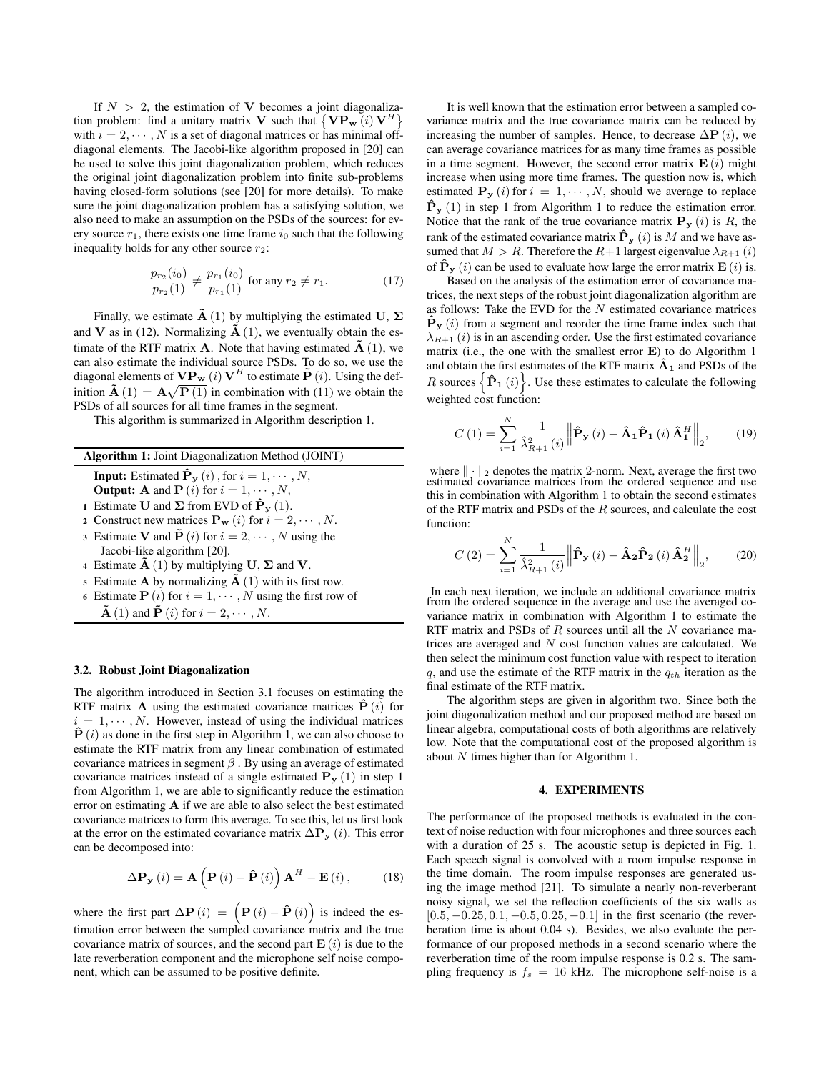If $N > 2$, the estimation of $\mathbf{V}$ becomes a joint diagonalization problem: find a unitary matrix $\mathbf{V}$ such that $\left\{\mathbf{V}\mathbf{P_w}(i)\mathbf{V}^H\right\}$ with $i = 2, \cdots, N$ is a set of diagonal matrices or has minimal off-diagonal elements. The Jacobi-like algorithm proposed in [20] can be used to solve this joint diagonalization problem, which reduces the original joint diagonalization problem into finite sub-problems having closed-form solutions (see [20] for more details). To make sure the joint diagonalization problem has a satisfying solution, we also need to make an assumption on the PSDs of the sources: for every source $r_1$, there exists one time frame $i_0$ such that the following inequality holds for any other source $r_2$:

$$\frac{p_{r_2}(i_0)}{p_{r_2}(1)} \neq \frac{p_{r_1}(i_0)}{p_{r_1}(1)} \text{ for any } r_2 \neq r_1. \tag{17}$$

Finally, we estimate $\tilde{\mathbf{A}}(1)$ by multiplying the estimated $\mathbf{U}$, $\mathbf{\Sigma}$ and $\mathbf{V}$ as in (12). Normalizing $\tilde{\mathbf{A}}(1)$, we eventually obtain the estimate of the RTF matrix $\mathbf{A}$. Note that having estimated $\tilde{\mathbf{A}}(1)$, we can also estimate the individual source PSDs. To do so, we use the diagonal elements of $\mathbf{V}\mathbf{P_w}(i)\mathbf{V}^H$ to estimate $\tilde{\mathbf{P}}(i)$. Using the definition $\tilde{\mathbf{A}}(1) = \mathbf{A}\sqrt{\mathbf{P}(1)}$ in combination with (11) we obtain the PSDs of all sources for all time frames in the segment.

This algorithm is summarized in Algorithm description 1.

**Algorithm 1:** Joint Diagonalization Method (JOINT)

**Input:** Estimated $\hat{\mathbf{P}}_{\mathbf{y}}(i)$, for $i = 1, \cdots, N$,
**Output:** $\mathbf{A}$ and $\mathbf{P}(i)$ for $i = 1, \cdots, N$,

1. Estimate $\mathbf{U}$ and $\mathbf{\Sigma}$ from EVD of $\hat{\mathbf{P}}_{\mathbf{y}}(1)$.
2. Construct new matrices $\mathbf{P_w}(i)$ for $i = 2, \cdots, N$.
3. Estimate $\mathbf{V}$ and $\tilde{\mathbf{P}}(i)$ for $i = 2, \cdots, N$ using the Jacobi-like algorithm [20].
4. Estimate $\tilde{\mathbf{A}}(1)$ by multiplying $\mathbf{U}$, $\mathbf{\Sigma}$ and $\mathbf{V}$.
5. Estimate $\mathbf{A}$ by normalizing $\tilde{\mathbf{A}}(1)$ with its first row.
6. Estimate $\mathbf{P}(i)$ for $i = 1, \cdots, N$ using the first row of $\tilde{\mathbf{A}}(1)$ and $\tilde{\mathbf{P}}(i)$ for $i = 2, \cdots, N$.

### 3.2. Robust Joint Diagonalization

The algorithm introduced in Section 3.1 focuses on estimating the RTF matrix $\mathbf{A}$ using the estimated covariance matrices $\hat{\mathbf{P}}(i)$ for $i = 1, \cdots, N$. However, instead of using the individual matrices $\hat{\mathbf{P}}(i)$ as done in the first step in Algorithm 1, we can also choose to estimate the RTF matrix from any linear combination of estimated covariance matrices in segment $\beta$. By using an average of estimated covariance matrices instead of a single estimated $\mathbf{P}_{\mathbf{y}}(1)$ in step 1 from Algorithm 1, we are able to significantly reduce the estimation error on estimating $\mathbf{A}$ if we are able to also select the best estimated covariance matrices to form this average. To see this, let us first look at the error on the estimated covariance matrix $\Delta\mathbf{P}_{\mathbf{y}}(i)$. This error can be decomposed into:

$$\Delta\mathbf{P}_{\mathbf{y}}(i) = \mathbf{A}\left(\mathbf{P}(i) - \hat{\mathbf{P}}(i)\right)\mathbf{A}^H - \mathbf{E}(i), \tag{18}$$

where the first part $\Delta\mathbf{P}(i) = \left(\mathbf{P}(i) - \hat{\mathbf{P}}(i)\right)$ is indeed the estimation error between the sampled covariance matrix and the true covariance matrix of sources, and the second part $\mathbf{E}(i)$ is due to the late reverberation component and the microphone self noise component, which can be assumed to be positive definite.

It is well known that the estimation error between a sampled covariance matrix and the true covariance matrix can be reduced by increasing the number of samples. Hence, to decrease $\Delta\mathbf{P}(i)$, we can average covariance matrices for as many time frames as possible in a time segment. However, the second error matrix $\mathbf{E}(i)$ might increase when using more time frames. The question now is, which estimated $\mathbf{P}_{\mathbf{y}}(i)$ for $i = 1, \cdots, N$, should we average to replace $\hat{\mathbf{P}}_{\mathbf{y}}(1)$ in step 1 from Algorithm 1 to reduce the estimation error. Notice that the rank of the true covariance matrix $\mathbf{P}_{\mathbf{y}}(i)$ is $R$, the rank of the estimated covariance matrix $\hat{\mathbf{P}}_{\mathbf{y}}(i)$ is $M$ and we have assumed that $M > R$. Therefore the $R+1$ largest eigenvalue $\lambda_{R+1}(i)$ of $\hat{\mathbf{P}}_{\mathbf{y}}(i)$ can be used to evaluate how large the error matrix $\mathbf{E}(i)$ is.

Based on the analysis of the estimation error of covariance matrices, the next steps of the robust joint diagonalization algorithm are as follows: Take the EVD for the $N$ estimated covariance matrices $\hat{\mathbf{P}}_{\mathbf{y}}(i)$ from a segment and reorder the time frame index such that $\lambda_{R+1}(i)$ is in an ascending order. Use the first estimated covariance matrix (i.e., the one with the smallest error $\mathbf{E}$) to do Algorithm 1 and obtain the first estimates of the RTF matrix $\hat{\mathbf{A}}_{\mathbf{1}}$ and PSDs of the $R$ sources $\left\{\hat{\mathbf{P}}_{\mathbf{1}}(i)\right\}$. Use these estimates to calculate the following weighted cost function:

$$C(1) = \sum_{i=1}^{N} \frac{1}{\hat{\lambda}_{R+1}^2(i)} \left\| \hat{\mathbf{P}}_{\mathbf{y}}(i) - \hat{\mathbf{A}}_{\mathbf{1}}\hat{\mathbf{P}}_{\mathbf{1}}(i)\hat{\mathbf{A}}_{\mathbf{1}}^H \right\|_2, \tag{19}$$

where $\|\cdot\|_2$ denotes the matrix 2-norm. Next, average the first two estimated covariance matrices from the ordered sequence and use this in combination with Algorithm 1 to obtain the second estimates of the RTF matrix and PSDs of the $R$ sources, and calculate the cost function:

$$C(2) = \sum_{i=1}^{N} \frac{1}{\hat{\lambda}_{R+1}^2(i)} \left\| \hat{\mathbf{P}}_{\mathbf{y}}(i) - \hat{\mathbf{A}}_{\mathbf{2}}\hat{\mathbf{P}}_{\mathbf{2}}(i)\hat{\mathbf{A}}_{\mathbf{2}}^H \right\|_2, \tag{20}$$

In each next iteration, we include an additional covariance matrix from the ordered sequence in the average and use the averaged covariance matrix in combination with Algorithm 1 to estimate the RTF matrix and PSDs of $R$ sources until all the $N$ covariance matrices are averaged and $N$ cost function values are calculated. We then select the minimum cost function value with respect to iteration $q$, and use the estimate of the RTF matrix in the $q_{th}$ iteration as the final estimate of the RTF matrix.

The algorithm steps are given in algorithm two. Since both the joint diagonalization method and our proposed method are based on linear algebra, computational costs of both algorithms are relatively low. Note that the computational cost of the proposed algorithm is about $N$ times higher than for Algorithm 1.

## 4. EXPERIMENTS

The performance of the proposed methods is evaluated in the context of noise reduction with four microphones and three sources each with a duration of 25 s. The acoustic setup is depicted in Fig. 1. Each speech signal is convolved with a room impulse response in the time domain. The room impulse responses are generated using the image method [21]. To simulate a nearly non-reverberant noisy signal, we set the reflection coefficients of the six walls as $[0.5, -0.25, 0.1, -0.5, 0.25, -0.1]$ in the first scenario (the reverberation time is about 0.04 s). Besides, we also evaluate the performance of our proposed methods in a second scenario where the reverberation time of the room impulse response is 0.2 s. The sampling frequency is $f_s = 16$ kHz. The microphone self-noise is a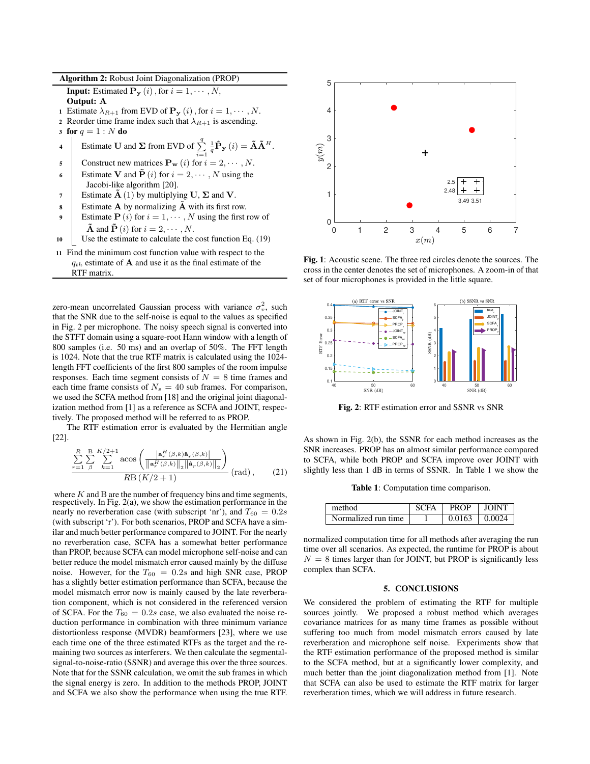**Algorithm 2:** Robust Joint Diagonalization (PROP)

**Input:** Estimated $\mathbf{P_y}(i)$, for $i = 1, \cdots, N$,
**Output:** $\mathbf{A}$

1. Estimate $\lambda_{R+1}$ from EVD of $\mathbf{P_y}(i)$, for $i = 1, \cdots, N$.
2. Reorder time frame index such that $\lambda_{R+1}$ is ascending.
3. **for** $q = 1 : N$ **do**
4. Estimate $\mathbf{U}$ and $\mathbf{\Sigma}$ from EVD of $\sum_{i=1}^{q} \frac{1}{q} \hat{\mathbf{P}}_{\mathbf{y}}(i) = \tilde{\mathbf{A}}\tilde{\mathbf{A}}^H$.
5. Construct new matrices $\mathbf{P_w}(i)$ for $i = 2, \cdots, N$.
6. Estimate $\mathbf{V}$ and $\tilde{\mathbf{P}}(i)$ for $i = 2, \cdots, N$ using the Jacobi-like algorithm [20].
7. Estimate $\tilde{\mathbf{A}}(1)$ by multiplying $\mathbf{U}$, $\mathbf{\Sigma}$ and $\mathbf{V}$.
8. Estimate $\mathbf{A}$ by normalizing $\tilde{\mathbf{A}}$ with its first row.
9. Estimate $\mathbf{P}(i)$ for $i = 1, \cdots, N$ using the first row of $\tilde{\mathbf{A}}$ and $\tilde{\mathbf{P}}(i)$ for $i = 2, \cdots, N$.
10. Use the estimate to calculate the cost function Eq. (19)
11. Find the minimum cost function value with respect to the $q_{th}$ estimate of $\mathbf{A}$ and use it as the final estimate of the RTF matrix.

zero-mean uncorrelated Gaussian process with variance $\sigma_v^2$, such that the SNR due to the self-noise is equal to the values as specified in Fig. 2 per microphone. The noisy speech signal is converted into the STFT domain using a square-root Hann window with a length of 800 samples (i.e. 50 ms) and an overlap of 50%. The FFT length is 1024. Note that the true RTF matrix is calculated using the 1024-length FFT coefficients of the first 800 samples of the room impulse responses. Each time segment consists of $N = 8$ time frames and each time frame consists of $N_s = 40$ sub frames. For comparison, we used the SCFA method from [18] and the original joint diagonalization method from [1] as a reference as SCFA and JOINT, respectively. The proposed method will be referred to as PROP.

The RTF estimation error is evaluated by the Hermitian angle [22].

$$\frac{\sum_{r=1}^{R}\sum_{\beta}^{B}\sum_{k=1}^{K/2+1} \operatorname{acos}\left(\frac{\left|\mathbf{a}_r^H(\beta,k)\hat{\mathbf{a}}_r(\beta,k)\right|}{\left\|\mathbf{a}_r^H(\beta,k)\right\|_2 \left\|\hat{\mathbf{a}}_r(\beta,k)\right\|_2}\right)}{RB\,(K/2+1)} \text{ (rad)}, \quad (21)$$

where $K$ and B are the number of frequency bins and time segments, respectively. In Fig. 2(a), we show the estimation performance in the nearly no reverberation case (with subscript 'nr'), and $T_{60} = 0.2s$ (with subscript 'r'). For both scenarios, PROP and SCFA have a similar and much better performance compared to JOINT. For the nearly no reverberation case, SCFA has a somewhat better performance than PROP, because SCFA can model microphone self-noise and can better reduce the model mismatch error caused mainly by the diffuse noise. However, for the $T_{60} = 0.2s$ and high SNR case, PROP has a slightly better estimation performance than SCFA, because the model mismatch error now is mainly caused by the late reverberation component, which is not considered in the referenced version of SCFA. For the $T_{60} = 0.2s$ case, we also evaluated the noise reduction performance in combination with three minimum variance distortionless response (MVDR) beamformers [23], where we use each time one of the three estimated RTFs as the target and the remaining two sources as interferers. We then calculate the segmental-signal-to-noise-ratio (SSNR) and average this over the three sources. Note that for the SSNR calculation, we omit the sub frames in which the signal energy is zero. In addition to the methods PROP, JOINT and SCFA we also show the performance when using the true RTF.

**Fig. 1**: Acoustic scene. The three red circles denote the sources. The cross in the center denotes the set of microphones. A zoom-in of that set of four microphones is provided in the little square.

**Fig. 2**: RTF estimation error and SSNR vs SNR

As shown in Fig. 2(b), the SSNR for each method increases as the SNR increases. PROP has an almost similar performance compared to SCFA, while both PROP and SCFA improve over JOINT with slightly less than 1 dB in terms of SSNR. In Table 1 we show the normalized computation time for all methods after averaging the run time over all scenarios. As expected, the runtime for PROP is about $N = 8$ times larger than for JOINT, but PROP is significantly less complex than SCFA.

**Table 1**: Computation time comparison.

| method | SCFA | PROP | JOINT |
|---|---|---|---|
| Normalized run time | 1 | 0.0163 | 0.0024 |

## 5. CONCLUSIONS

We considered the problem of estimating the RTF for multiple sources jointly. We proposed a robust method which averages covariance matrices for as many time frames as possible without suffering too much from model mismatch errors caused by late reverberation and microphone self noise. Experiments show that the RTF estimation performance of the proposed method is similar to the SCFA method, but at a significantly lower complexity, and much better than the joint diagonalization method from [1]. Note that SCFA can also be used to estimate the RTF matrix for larger reverberation times, which we will address in future research.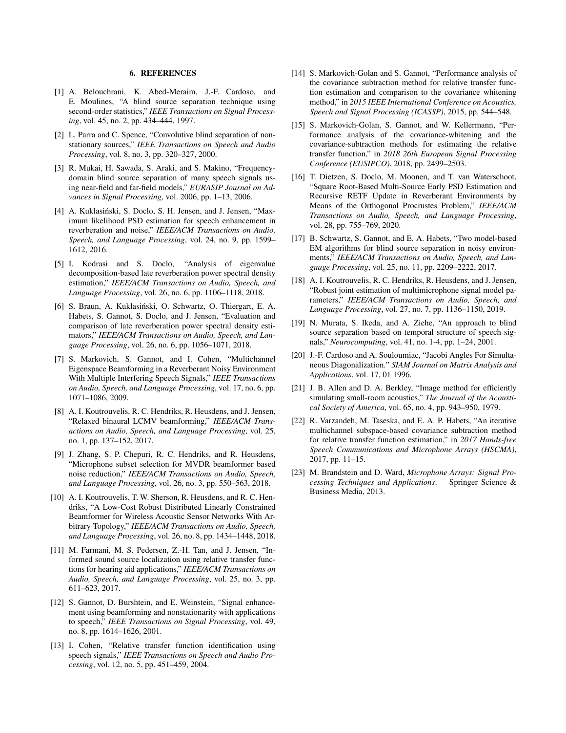## 6. REFERENCES

[1] A. Belouchrani, K. Abed-Meraim, J.-F. Cardoso, and E. Moulines, "A blind source separation technique using second-order statistics," *IEEE Transactions on Signal Processing*, vol. 45, no. 2, pp. 434–444, 1997.

[2] L. Parra and C. Spence, "Convolutive blind separation of non-stationary sources," *IEEE Transactions on Speech and Audio Processing*, vol. 8, no. 3, pp. 320–327, 2000.

[3] R. Mukai, H. Sawada, S. Araki, and S. Makino, "Frequency-domain blind source separation of many speech signals using near-field and far-field models," *EURASIP Journal on Advances in Signal Processing*, vol. 2006, pp. 1–13, 2006.

[4] A. Kuklasiński, S. Doclo, S. H. Jensen, and J. Jensen, "Maximum likelihood PSD estimation for speech enhancement in reverberation and noise," *IEEE/ACM Transactions on Audio, Speech, and Language Processing*, vol. 24, no. 9, pp. 1599–1612, 2016.

[5] I. Kodrasi and S. Doclo, "Analysis of eigenvalue decomposition-based late reverberation power spectral density estimation," *IEEE/ACM Transactions on Audio, Speech, and Language Processing*, vol. 26, no. 6, pp. 1106–1118, 2018.

[6] S. Braun, A. Kuklasiński, O. Schwartz, O. Thiergart, E. A. Habets, S. Gannot, S. Doclo, and J. Jensen, "Evaluation and comparison of late reverberation power spectral density estimators," *IEEE/ACM Transactions on Audio, Speech, and Language Processing*, vol. 26, no. 6, pp. 1056–1071, 2018.

[7] S. Markovich, S. Gannot, and I. Cohen, "Multichannel Eigenspace Beamforming in a Reverberant Noisy Environment With Multiple Interfering Speech Signals," *IEEE Transactions on Audio, Speech, and Language Processing*, vol. 17, no. 6, pp. 1071–1086, 2009.

[8] A. I. Koutrouvelis, R. C. Hendriks, R. Heusdens, and J. Jensen, "Relaxed binaural LCMV beamforming," *IEEE/ACM Transactions on Audio, Speech, and Language Processing*, vol. 25, no. 1, pp. 137–152, 2017.

[9] J. Zhang, S. P. Chepuri, R. C. Hendriks, and R. Heusdens, "Microphone subset selection for MVDR beamformer based noise reduction," *IEEE/ACM Transactions on Audio, Speech, and Language Processing*, vol. 26, no. 3, pp. 550–563, 2018.

[10] A. I. Koutrouvelis, T. W. Sherson, R. Heusdens, and R. C. Hendriks, "A Low-Cost Robust Distributed Linearly Constrained Beamformer for Wireless Acoustic Sensor Networks With Arbitrary Topology," *IEEE/ACM Transactions on Audio, Speech, and Language Processing*, vol. 26, no. 8, pp. 1434–1448, 2018.

[11] M. Farmani, M. S. Pedersen, Z.-H. Tan, and J. Jensen, "Informed sound source localization using relative transfer functions for hearing aid applications," *IEEE/ACM Transactions on Audio, Speech, and Language Processing*, vol. 25, no. 3, pp. 611–623, 2017.

[12] S. Gannot, D. Burshtein, and E. Weinstein, "Signal enhancement using beamforming and nonstationarity with applications to speech," *IEEE Transactions on Signal Processing*, vol. 49, no. 8, pp. 1614–1626, 2001.

[13] I. Cohen, "Relative transfer function identification using speech signals," *IEEE Transactions on Speech and Audio Processing*, vol. 12, no. 5, pp. 451–459, 2004.

[14] S. Markovich-Golan and S. Gannot, "Performance analysis of the covariance subtraction method for relative transfer function estimation and comparison to the covariance whitening method," in *2015 IEEE International Conference on Acoustics, Speech and Signal Processing (ICASSP)*, 2015, pp. 544–548.

[15] S. Markovich-Golan, S. Gannot, and W. Kellermann, "Performance analysis of the covariance-whitening and the covariance-subtraction methods for estimating the relative transfer function," in *2018 26th European Signal Processing Conference (EUSIPCO)*, 2018, pp. 2499–2503.

[16] T. Dietzen, S. Doclo, M. Moonen, and T. van Waterschoot, "Square Root-Based Multi-Source Early PSD Estimation and Recursive RETF Update in Reverberant Environments by Means of the Orthogonal Procrustes Problem," *IEEE/ACM Transactions on Audio, Speech, and Language Processing*, vol. 28, pp. 755–769, 2020.

[17] B. Schwartz, S. Gannot, and E. A. Habets, "Two model-based EM algorithms for blind source separation in noisy environments," *IEEE/ACM Transactions on Audio, Speech, and Language Processing*, vol. 25, no. 11, pp. 2209–2222, 2017.

[18] A. I. Koutrouvelis, R. C. Hendriks, R. Heusdens, and J. Jensen, "Robust joint estimation of multimicrophone signal model parameters," *IEEE/ACM Transactions on Audio, Speech, and Language Processing*, vol. 27, no. 7, pp. 1136–1150, 2019.

[19] N. Murata, S. Ikeda, and A. Ziehe, "An approach to blind source separation based on temporal structure of speech signals," *Neurocomputing*, vol. 41, no. 1-4, pp. 1–24, 2001.

[20] J.-F. Cardoso and A. Souloumiac, "Jacobi Angles For Simultaneous Diagonalization." *SIAM Journal on Matrix Analysis and Applications*, vol. 17, 01 1996.

[21] J. B. Allen and D. A. Berkley, "Image method for efficiently simulating small-room acoustics," *The Journal of the Acoustical Society of America*, vol. 65, no. 4, pp. 943–950, 1979.

[22] R. Varzandeh, M. Taseska, and E. A. P. Habets, "An iterative multichannel subspace-based covariance subtraction method for relative transfer function estimation," in *2017 Hands-free Speech Communications and Microphone Arrays (HSCMA)*, 2017, pp. 11–15.

[23] M. Brandstein and D. Ward, *Microphone Arrays: Signal Processing Techniques and Applications*. Springer Science & Business Media, 2013.